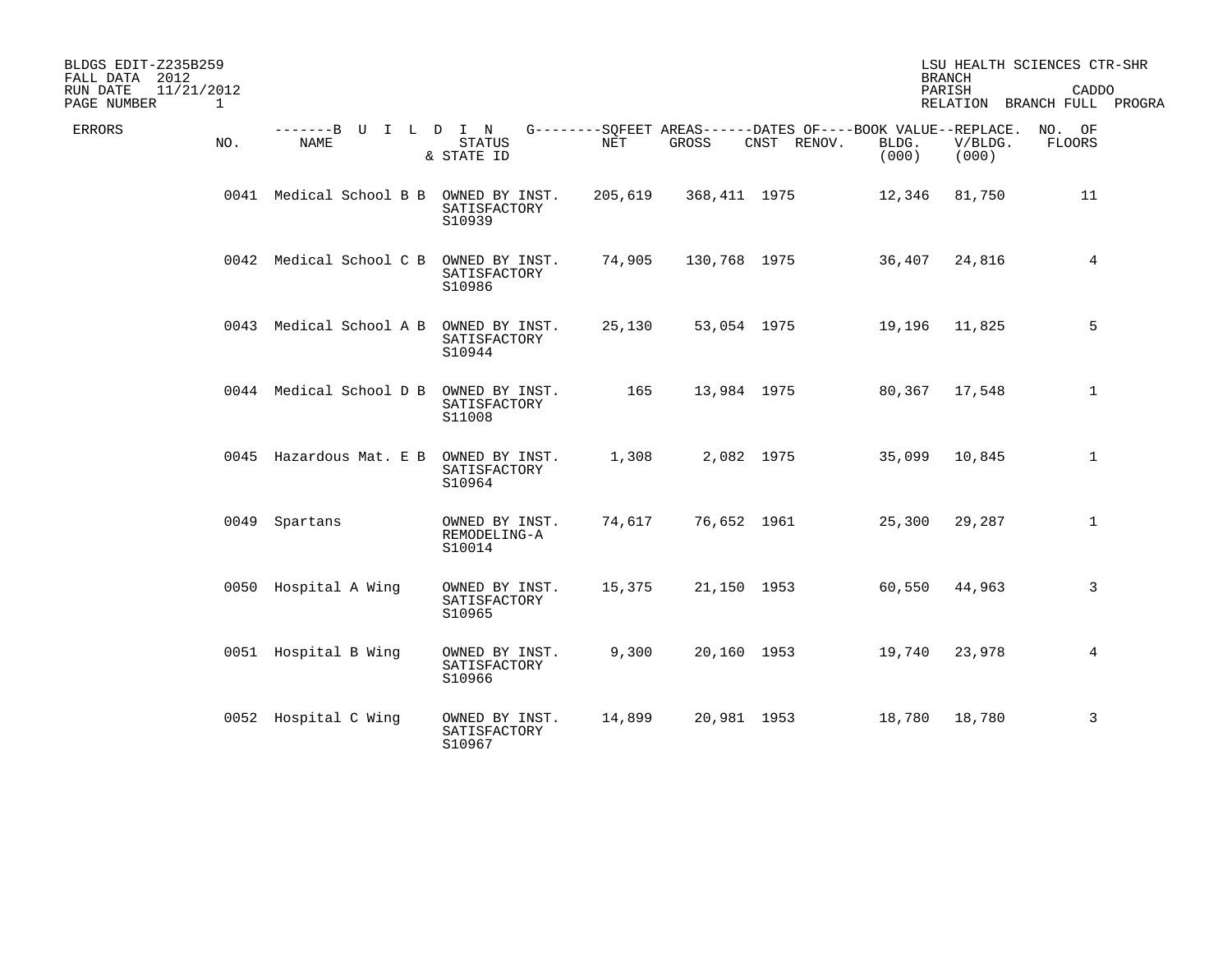BLDGS EDIT-Z235B259
FALL DATA 2012
RUN DATE 11/21/2012
PAGE NUMBER 1

LSU HEALTH SCIENCES CTR-SHR
BRANCH
PARISH CADDO
RELATION BRANCH FULL PROGRA

| ERRORS | NO. | NAME | STATUS & STATE ID | NET | GROSS | CNST | RENOV. | BOOK VALUE BLDG. (000) | REPLACE. V/BLDG. (000) | NO. OF FLOORS |
|---|---|---|---|---|---|---|---|---|---|---|
| | 0041 | Medical School B B | OWNED BY INST. SATISFACTORY S10939 | 205,619 | 368,411 | 1975 | | 12,346 | 81,750 | 11 |
| | 0042 | Medical School C B | OWNED BY INST. SATISFACTORY S10986 | 74,905 | 130,768 | 1975 | | 36,407 | 24,816 | 4 |
| | 0043 | Medical School A B | OWNED BY INST. SATISFACTORY S10944 | 25,130 | 53,054 | 1975 | | 19,196 | 11,825 | 5 |
| | 0044 | Medical School D B | OWNED BY INST. SATISFACTORY S11008 | 165 | 13,984 | 1975 | | 80,367 | 17,548 | 1 |
| | 0045 | Hazardous Mat. E B | OWNED BY INST. SATISFACTORY S10964 | 1,308 | 2,082 | 1975 | | 35,099 | 10,845 | 1 |
| | 0049 | Spartans | OWNED BY INST. REMODELING-A S10014 | 74,617 | 76,652 | 1961 | | 25,300 | 29,287 | 1 |
| | 0050 | Hospital A Wing | OWNED BY INST. SATISFACTORY S10965 | 15,375 | 21,150 | 1953 | | 60,550 | 44,963 | 3 |
| | 0051 | Hospital B Wing | OWNED BY INST. SATISFACTORY S10966 | 9,300 | 20,160 | 1953 | | 19,740 | 23,978 | 4 |
| | 0052 | Hospital C Wing | OWNED BY INST. SATISFACTORY S10967 | 14,899 | 20,981 | 1953 | | 18,780 | 18,780 | 3 |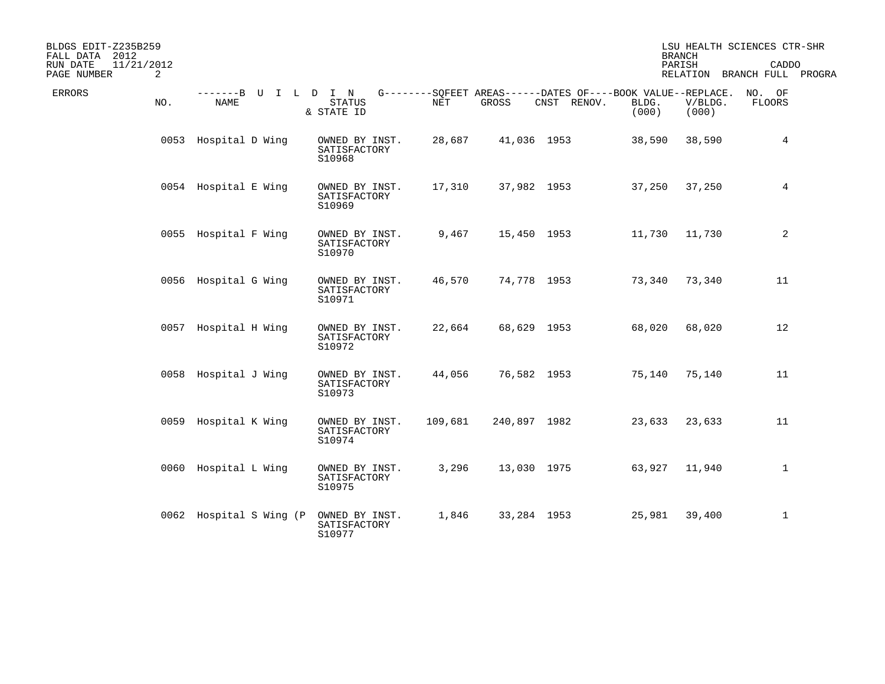BLDGS EDIT-Z235B259 — LSU HEALTH SCIENCES CTR-SHR
FALL DATA 2012 — BRANCH
RUN DATE 11/21/2012 — PARISH CADDO
RELATION BRANCH FULL PROGRA

| ERRORS | NO. | BUILDING NAME | STATUS & STATE ID | NET SQFEET | GROSS SQFEET | CNST | RENOV. | BOOK VALUE BLDG. (000) | REPLACE. V/BLDG. (000) | NO. OF FLOORS |
|---|---|---|---|---|---|---|---|---|---|---|
| | 0053 | Hospital D Wing | OWNED BY INST. SATISFACTORY S10968 | 28,687 | 41,036 | 1953 | | 38,590 | 38,590 | 4 |
| | 0054 | Hospital E Wing | OWNED BY INST. SATISFACTORY S10969 | 17,310 | 37,982 | 1953 | | 37,250 | 37,250 | 4 |
| | 0055 | Hospital F Wing | OWNED BY INST. SATISFACTORY S10970 | 9,467 | 15,450 | 1953 | | 11,730 | 11,730 | 2 |
| | 0056 | Hospital G Wing | OWNED BY INST. SATISFACTORY S10971 | 46,570 | 74,778 | 1953 | | 73,340 | 73,340 | 11 |
| | 0057 | Hospital H Wing | OWNED BY INST. SATISFACTORY S10972 | 22,664 | 68,629 | 1953 | | 68,020 | 68,020 | 12 |
| | 0058 | Hospital J Wing | OWNED BY INST. SATISFACTORY S10973 | 44,056 | 76,582 | 1953 | | 75,140 | 75,140 | 11 |
| | 0059 | Hospital K Wing | OWNED BY INST. SATISFACTORY S10974 | 109,681 | 240,897 | 1982 | | 23,633 | 23,633 | 11 |
| | 0060 | Hospital L Wing | OWNED BY INST. SATISFACTORY S10975 | 3,296 | 13,030 | 1975 | | 63,927 | 11,940 | 1 |
| | 0062 | Hospital S Wing (P | OWNED BY INST. SATISFACTORY S10977 | 1,846 | 33,284 | 1953 | | 25,981 | 39,400 | 1 |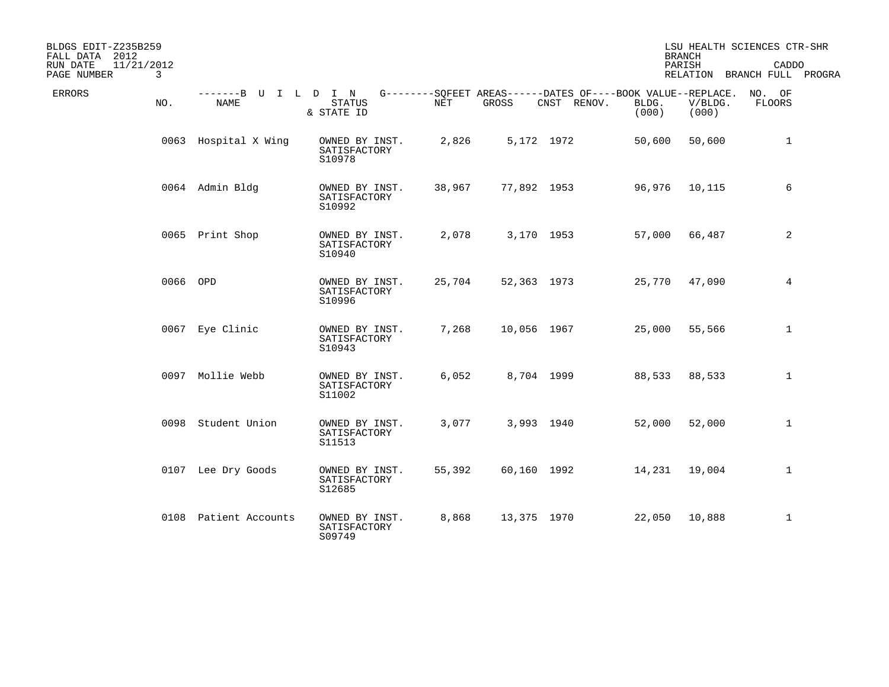BLDGS EDIT-Z235B259
FALL DATA 2012
RUN DATE 11/21/2012
PAGE NUMBER 3

LSU HEALTH SCIENCES CTR-SHR
BRANCH
PARISH CADDO
RELATION BRANCH FULL PROGRA

| ERRORS | NO. | NAME | STATUS & STATE ID | NET | GROSS | CNST | RENOV. | BOOK VALUE BLDG. (000) | REPLACE. V/BLDG. (000) | NO. OF FLOORS |
|---|---|---|---|---|---|---|---|---|---|---|
| | 0063 | Hospital X Wing | OWNED BY INST. SATISFACTORY S10978 | 2,826 | 5,172 | 1972 | | 50,600 | 50,600 | 1 |
| | 0064 | Admin Bldg | OWNED BY INST. SATISFACTORY S10992 | 38,967 | 77,892 | 1953 | | 96,976 | 10,115 | 6 |
| | 0065 | Print Shop | OWNED BY INST. SATISFACTORY S10940 | 2,078 | 3,170 | 1953 | | 57,000 | 66,487 | 2 |
| | 0066 | OPD | OWNED BY INST. SATISFACTORY S10996 | 25,704 | 52,363 | 1973 | | 25,770 | 47,090 | 4 |
| | 0067 | Eye Clinic | OWNED BY INST. SATISFACTORY S10943 | 7,268 | 10,056 | 1967 | | 25,000 | 55,566 | 1 |
| | 0097 | Mollie Webb | OWNED BY INST. SATISFACTORY S11002 | 6,052 | 8,704 | 1999 | | 88,533 | 88,533 | 1 |
| | 0098 | Student Union | OWNED BY INST. SATISFACTORY S11513 | 3,077 | 3,993 | 1940 | | 52,000 | 52,000 | 1 |
| | 0107 | Lee Dry Goods | OWNED BY INST. SATISFACTORY S12685 | 55,392 | 60,160 | 1992 | | 14,231 | 19,004 | 1 |
| | 0108 | Patient Accounts | OWNED BY INST. SATISFACTORY S09749 | 8,868 | 13,375 | 1970 | | 22,050 | 10,888 | 1 |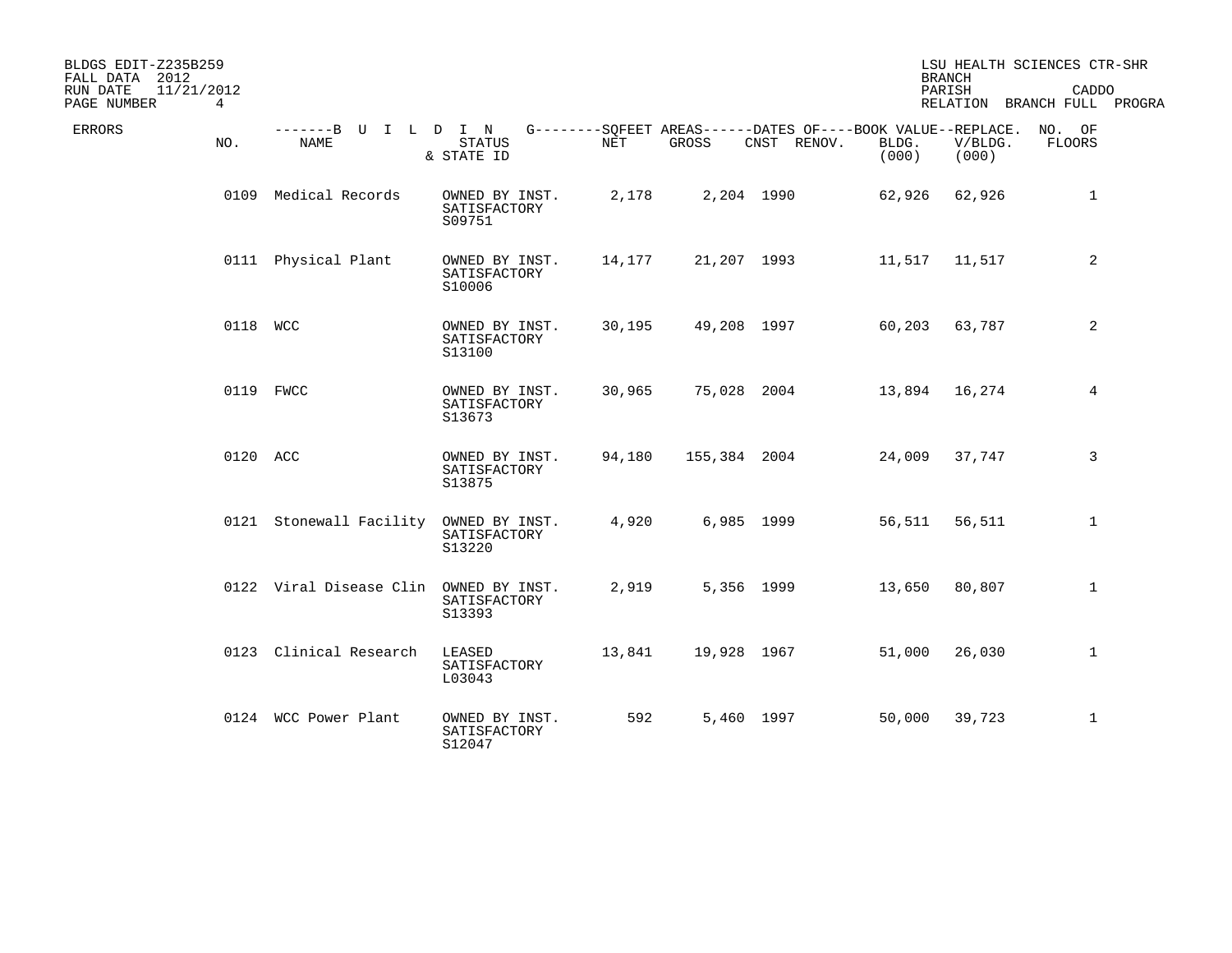BLDGS EDIT-Z235B259
FALL DATA 2012
RUN DATE 11/21/2012

LSU HEALTH SCIENCES CTR-SHR
BRANCH
PARISH CADDO
RELATION BRANCH FULL PROGRA

| ERRORS | BUILDING NO. | BUILDING NAME | STATUS & STATE ID | SQFEET AREAS NET | SQFEET AREAS GROSS | DATES OF CNST | DATES OF RENOV. | BOOK VALUE BLDG. (000) | REPLACE. V/BLDG. (000) | NO. OF FLOORS |
|---|---|---|---|---|---|---|---|---|---|---|
| | 0109 | Medical Records | OWNED BY INST. SATISFACTORY S09751 | 2,178 | 2,204 | 1990 | | 62,926 | 62,926 | 1 |
| | 0111 | Physical Plant | OWNED BY INST. SATISFACTORY S10006 | 14,177 | 21,207 | 1993 | | 11,517 | 11,517 | 2 |
| | 0118 | WCC | OWNED BY INST. SATISFACTORY S13100 | 30,195 | 49,208 | 1997 | | 60,203 | 63,787 | 2 |
| | 0119 | FWCC | OWNED BY INST. SATISFACTORY S13673 | 30,965 | 75,028 | 2004 | | 13,894 | 16,274 | 4 |
| | 0120 | ACC | OWNED BY INST. SATISFACTORY S13875 | 94,180 | 155,384 | 2004 | | 24,009 | 37,747 | 3 |
| | 0121 | Stonewall Facility | OWNED BY INST. SATISFACTORY S13220 | 4,920 | 6,985 | 1999 | | 56,511 | 56,511 | 1 |
| | 0122 | Viral Disease Clin | OWNED BY INST. SATISFACTORY S13393 | 2,919 | 5,356 | 1999 | | 13,650 | 80,807 | 1 |
| | 0123 | Clinical Research | LEASED SATISFACTORY L03043 | 13,841 | 19,928 | 1967 | | 51,000 | 26,030 | 1 |
| | 0124 | WCC Power Plant | OWNED BY INST. SATISFACTORY S12047 | 592 | 5,460 | 1997 | | 50,000 | 39,723 | 1 |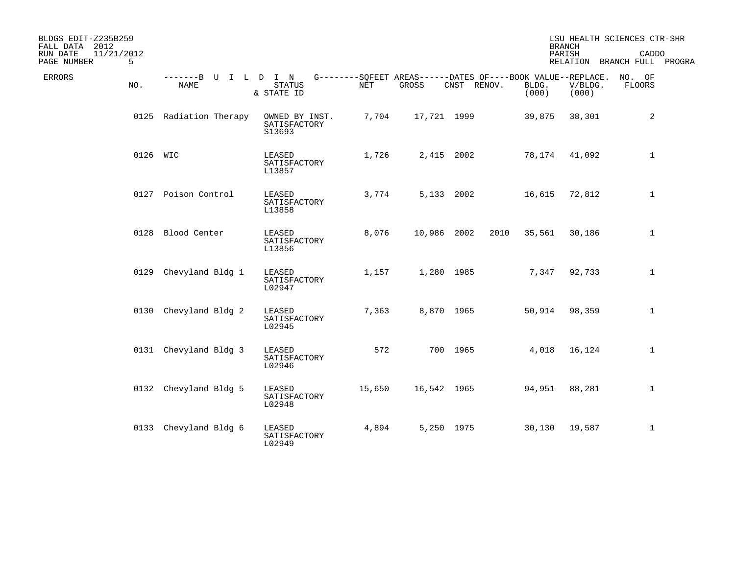BLDGS EDIT-Z235B259
FALL DATA 2012
RUN DATE 11/21/2012
PAGE NUMBER 5

LSU HEALTH SCIENCES CTR-SHR
BRANCH
PARISH CADDO
RELATION BRANCH FULL PROGRA

| ERRORS | NO. | NAME | STATUS & STATE ID | NET | GROSS | CNST | RENOV. | BOOK VALUE BLDG. (000) | REPLACE. V/BLDG. (000) | NO. OF FLOORS |
|---|---|---|---|---|---|---|---|---|---|---|
| | 0125 | Radiation Therapy | OWNED BY INST. SATISFACTORY S13693 | 7,704 | 17,721 | 1999 | | 39,875 | 38,301 | 2 |
| | 0126 | WIC | LEASED SATISFACTORY L13857 | 1,726 | 2,415 | 2002 | | 78,174 | 41,092 | 1 |
| | 0127 | Poison Control | LEASED SATISFACTORY L13858 | 3,774 | 5,133 | 2002 | | 16,615 | 72,812 | 1 |
| | 0128 | Blood Center | LEASED SATISFACTORY L13856 | 8,076 | 10,986 | 2002 | 2010 | 35,561 | 30,186 | 1 |
| | 0129 | Chevyland Bldg 1 | LEASED SATISFACTORY L02947 | 1,157 | 1,280 | 1985 | | 7,347 | 92,733 | 1 |
| | 0130 | Chevyland Bldg 2 | LEASED SATISFACTORY L02945 | 7,363 | 8,870 | 1965 | | 50,914 | 98,359 | 1 |
| | 0131 | Chevyland Bldg 3 | LEASED SATISFACTORY L02946 | 572 | 700 | 1965 | | 4,018 | 16,124 | 1 |
| | 0132 | Chevyland Bldg 5 | LEASED SATISFACTORY L02948 | 15,650 | 16,542 | 1965 | | 94,951 | 88,281 | 1 |
| | 0133 | Chevyland Bldg 6 | LEASED SATISFACTORY L02949 | 4,894 | 5,250 | 1975 | | 30,130 | 19,587 | 1 |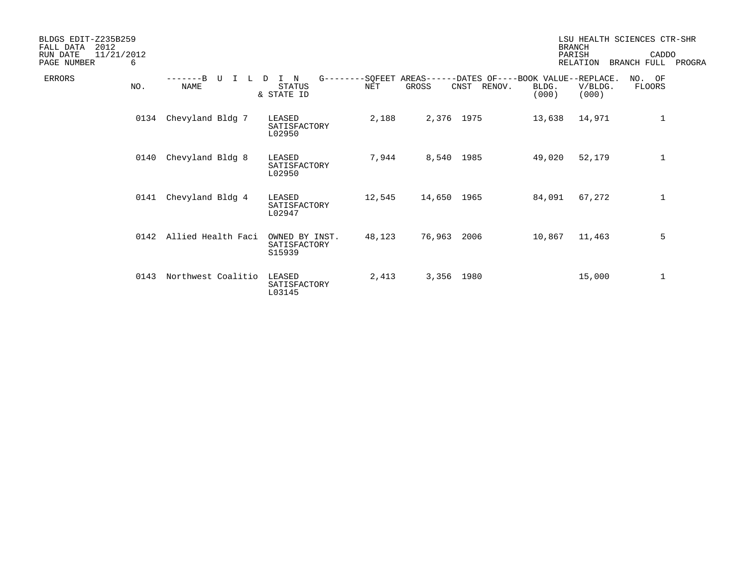BLDGS EDIT-Z235B259
FALL DATA 2012
RUN DATE 11/21/2012

LSU HEALTH SCIENCES CTR-SHR
BRANCH
PARISH CADDO
RELATION BRANCH FULL PROGRA

| ERRORS | NO. | BUILDING NAME | STATUS & STATE ID | SQFEET AREAS NET | GROSS | DATES OF CNST | RENOV. | BOOK VALUE BLDG. (000) | REPLACE. V/BLDG. (000) | NO. OF FLOORS |
|---|---|---|---|---|---|---|---|---|---|---|
| | 0134 | Chevyland Bldg 7 | LEASED SATISFACTORY L02950 | 2,188 | 2,376 | 1975 | | 13,638 | 14,971 | 1 |
| | 0140 | Chevyland Bldg 8 | LEASED SATISFACTORY L02950 | 7,944 | 8,540 | 1985 | | 49,020 | 52,179 | 1 |
| | 0141 | Chevyland Bldg 4 | LEASED SATISFACTORY L02947 | 12,545 | 14,650 | 1965 | | 84,091 | 67,272 | 1 |
| | 0142 | Allied Health Faci | OWNED BY INST. SATISFACTORY S15939 | 48,123 | 76,963 | 2006 | | 10,867 | 11,463 | 5 |
| | 0143 | Northwest Coalitio | LEASED SATISFACTORY L03145 | 2,413 | 3,356 | 1980 | | | 15,000 | 1 |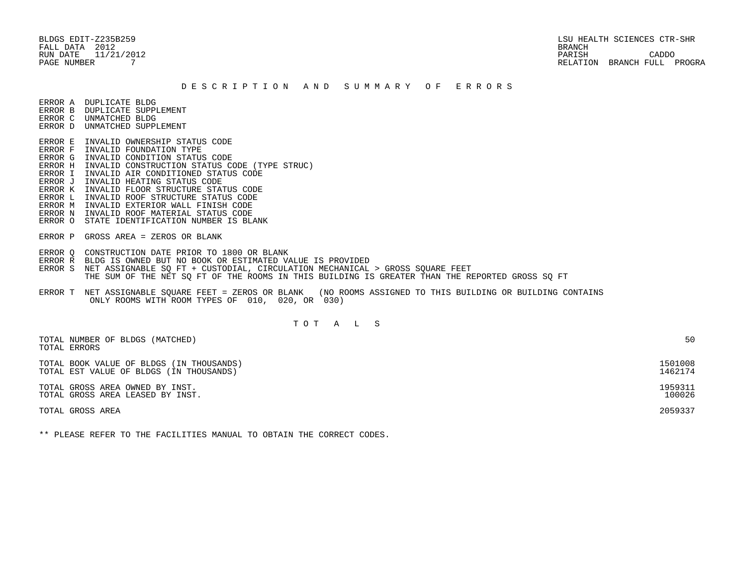BLDGS EDIT-Z235B259
FALL DATA 2012
RUN DATE 11/21/2012
PAGE NUMBER 7

LSU HEALTH SCIENCES CTR-SHR
BRANCH
PARISH CADDO
RELATION BRANCH FULL PROGRA

## D E S C R I P T I O N   A N D   S U M M A R Y   O F   E R R O R S

ERROR A DUPLICATE BLDG
ERROR B DUPLICATE SUPPLEMENT
ERROR C UNMATCHED BLDG
ERROR D UNMATCHED SUPPLEMENT

ERROR E INVALID OWNERSHIP STATUS CODE
ERROR F INVALID FOUNDATION TYPE
ERROR G INVALID CONDITION STATUS CODE
ERROR H INVALID CONSTRUCTION STATUS CODE (TYPE STRUC)
ERROR I INVALID AIR CONDITIONED STATUS CODE
ERROR J INVALID HEATING STATUS CODE
ERROR K INVALID FLOOR STRUCTURE STATUS CODE
ERROR L INVALID ROOF STRUCTURE STATUS CODE
ERROR M INVALID EXTERIOR WALL FINISH CODE
ERROR N INVALID ROOF MATERIAL STATUS CODE
ERROR O STATE IDENTIFICATION NUMBER IS BLANK

ERROR P GROSS AREA = ZEROS OR BLANK

ERROR Q CONSTRUCTION DATE PRIOR TO 1800 OR BLANK
ERROR R BLDG IS OWNED BUT NO BOOK OR ESTIMATED VALUE IS PROVIDED
ERROR S NET ASSIGNABLE SQ FT + CUSTODIAL, CIRCULATION MECHANICAL > GROSS SQUARE FEET
THE SUM OF THE NET SQ FT OF THE ROOMS IN THIS BUILDING IS GREATER THAN THE REPORTED GROSS SQ FT

ERROR T NET ASSIGNABLE SQUARE FEET = ZEROS OR BLANK (NO ROOMS ASSIGNED TO THIS BUILDING OR BUILDING CONTAINS ONLY ROOMS WITH ROOM TYPES OF 010, 020, OR 030)

## T O T A L S

| | |
|---|---|
| TOTAL NUMBER OF BLDGS (MATCHED) | 50 |
| TOTAL ERRORS | |
| TOTAL BOOK VALUE OF BLDGS (IN THOUSANDS) | 1501008 |
| TOTAL EST VALUE OF BLDGS (IN THOUSANDS) | 1462174 |
| TOTAL GROSS AREA OWNED BY INST. | 1959311 |
| TOTAL GROSS AREA LEASED BY INST. | 100026 |
| TOTAL GROSS AREA | 2059337 |

** PLEASE REFER TO THE FACILITIES MANUAL TO OBTAIN THE CORRECT CODES.